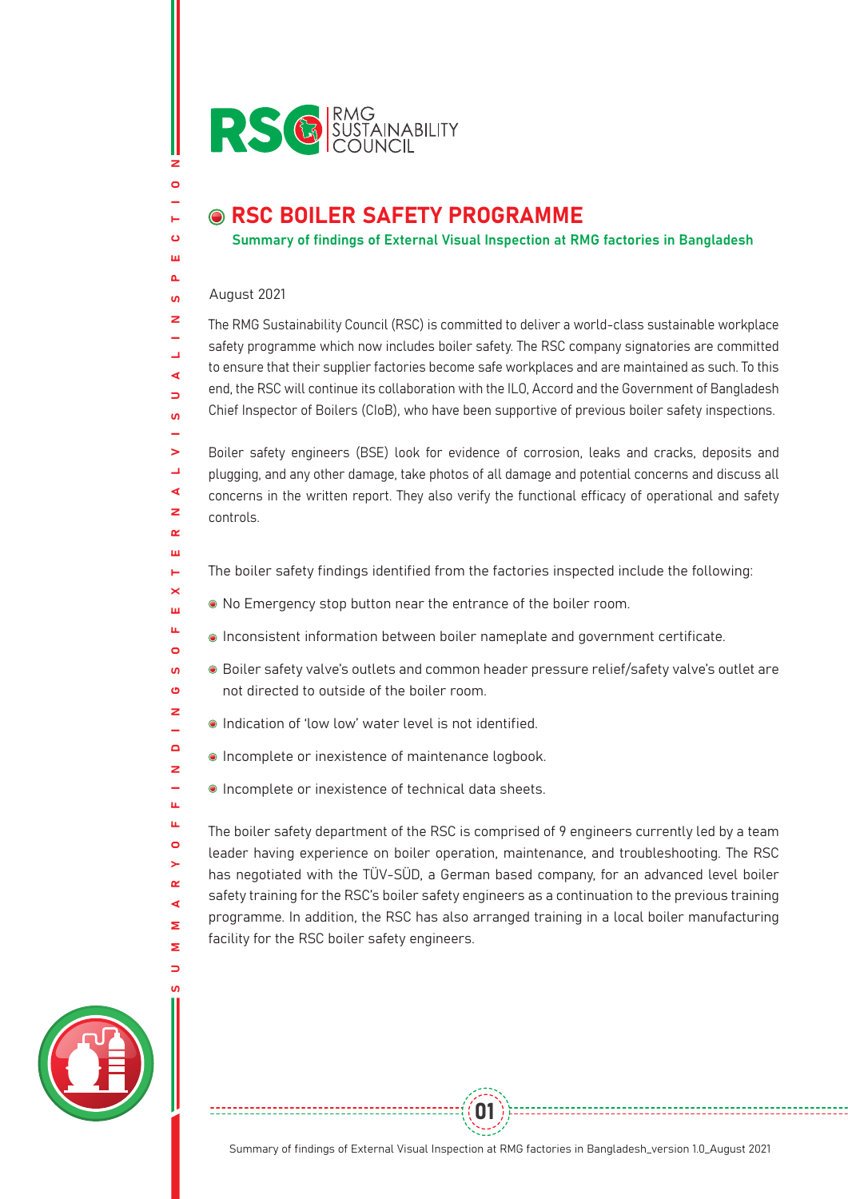RSC | RMG SUSTAINABILITY COUNCIL

# RSC BOILER SAFETY PROGRAMME

## Summary of findings of External Visual Inspection at RMG factories in Bangladesh

August 2021

The RMG Sustainability Council (RSC) is committed to deliver a world-class sustainable workplace safety programme which now includes boiler safety. The RSC company signatories are committed to ensure that their supplier factories become safe workplaces and are maintained as such. To this end, the RSC will continue its collaboration with the ILO, Accord and the Government of Bangladesh Chief Inspector of Boilers (CIoB), who have been supportive of previous boiler safety inspections.

Boiler safety engineers (BSE) look for evidence of corrosion, leaks and cracks, deposits and plugging, and any other damage, take photos of all damage and potential concerns and discuss all concerns in the written report. They also verify the functional efficacy of operational and safety controls.

The boiler safety findings identified from the factories inspected include the following:

- No Emergency stop button near the entrance of the boiler room.
- Inconsistent information between boiler nameplate and government certificate.
- Boiler safety valve's outlets and common header pressure relief/safety valve's outlet are not directed to outside of the boiler room.
- Indication of 'low low' water level is not identified.
- Incomplete or inexistence of maintenance logbook.
- Incomplete or inexistence of technical data sheets.

The boiler safety department of the RSC is comprised of 9 engineers currently led by a team leader having experience on boiler operation, maintenance, and troubleshooting. The RSC has negotiated with the TÜV-SÜD, a German based company, for an advanced level boiler safety training for the RSC's boiler safety engineers as a continuation to the previous training programme. In addition, the RSC has also arranged training in a local boiler manufacturing facility for the RSC boiler safety engineers.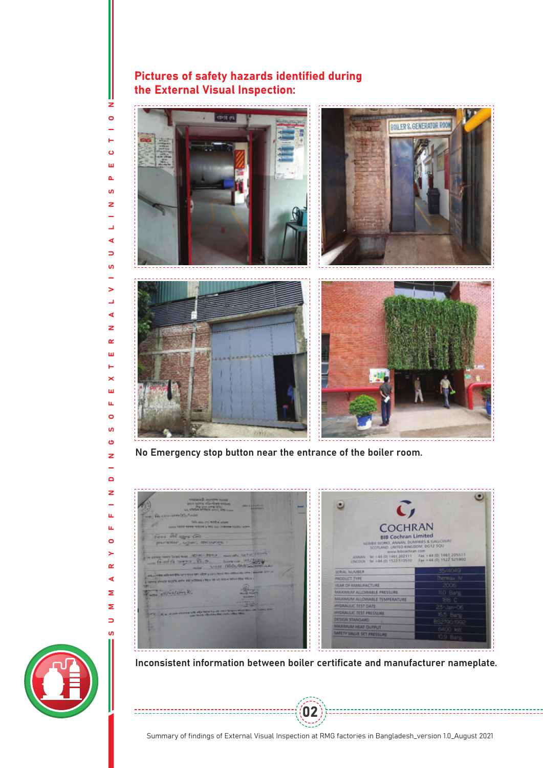## Pictures of safety hazards identified during the External Visual Inspection:

No Emergency stop button near the entrance of the boiler room.

Inconsistent information between boiler certificate and manufacturer nameplate.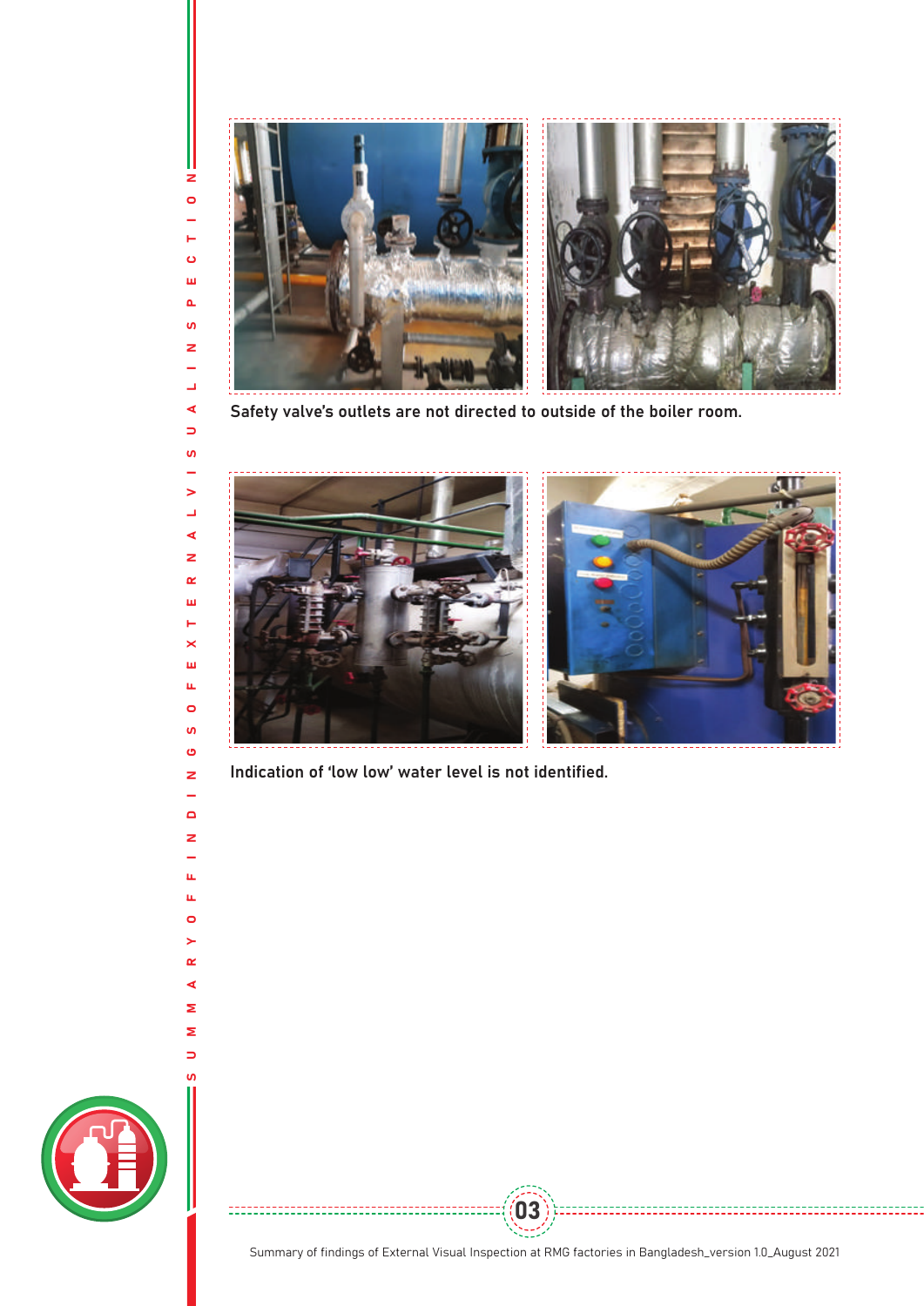Safety valve's outlets are not directed to outside of the boiler room.

Indication of 'low low' water level is not identified.